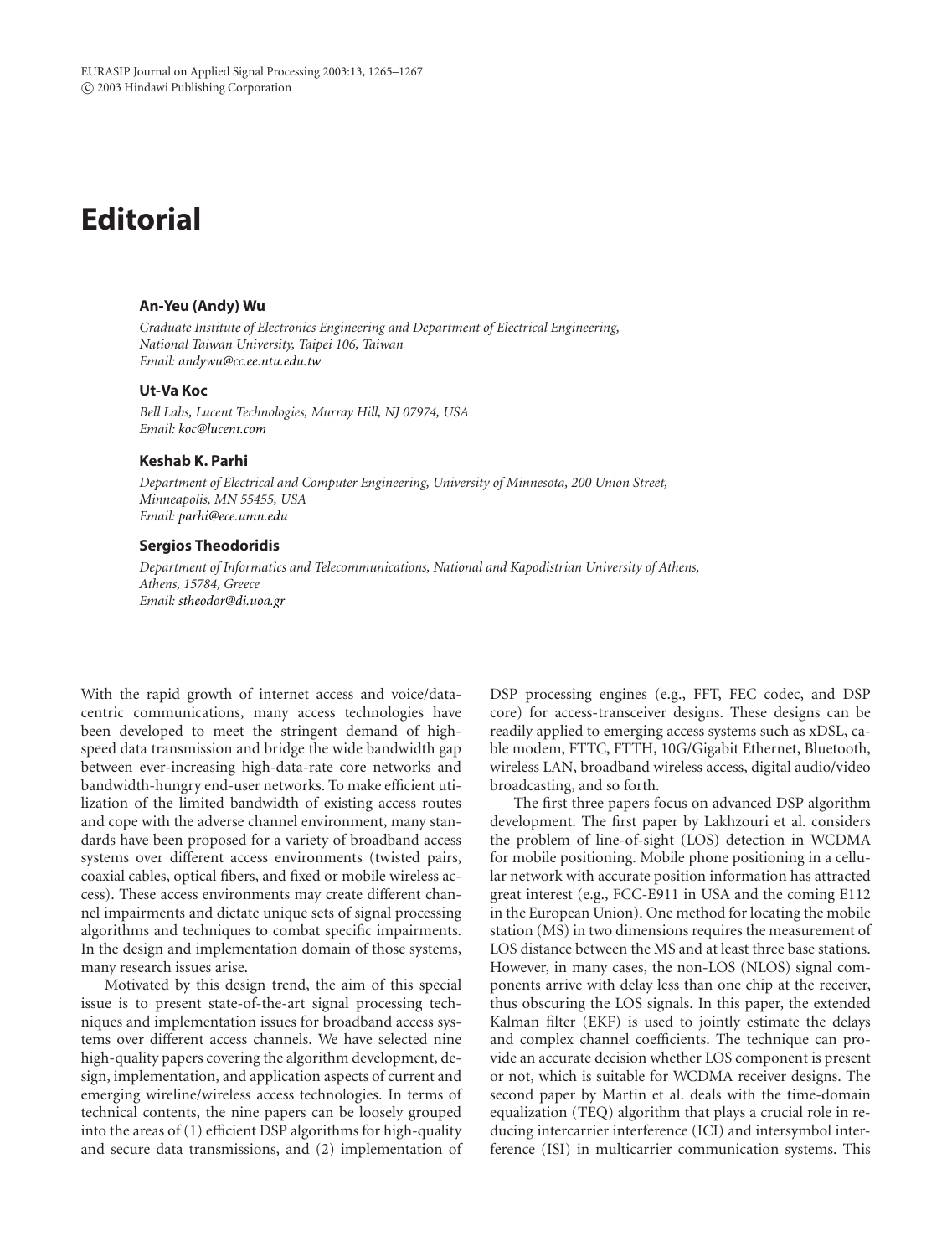# Editorial

### An-Yeu (Andy) Wu

*Graduate Institute of Electronics Engineering and Department of Electrical Engineering, National Taiwan University, Taipei 106, Taiwan*
*Email: andywu@cc.ee.ntu.edu.tw*

### Ut-Va Koc

*Bell Labs, Lucent Technologies, Murray Hill, NJ 07974, USA*
*Email: koc@lucent.com*

### Keshab K. Parhi

*Department of Electrical and Computer Engineering, University of Minnesota, 200 Union Street, Minneapolis, MN 55455, USA*
*Email: parhi@ece.umn.edu*

### Sergios Theodoridis

*Department of Informatics and Telecommunications, National and Kapodistrian University of Athens, Athens, 15784, Greece*
*Email: stheodor@di.uoa.gr*

With the rapid growth of internet access and voice/data-centric communications, many access technologies have been developed to meet the stringent demand of high-speed data transmission and bridge the wide bandwidth gap between ever-increasing high-data-rate core networks and bandwidth-hungry end-user networks. To make efficient utilization of the limited bandwidth of existing access routes and cope with the adverse channel environment, many standards have been proposed for a variety of broadband access systems over different access environments (twisted pairs, coaxial cables, optical fibers, and fixed or mobile wireless access). These access environments may create different channel impairments and dictate unique sets of signal processing algorithms and techniques to combat specific impairments. In the design and implementation domain of those systems, many research issues arise.

Motivated by this design trend, the aim of this special issue is to present state-of-the-art signal processing techniques and implementation issues for broadband access systems over different access channels. We have selected nine high-quality papers covering the algorithm development, design, implementation, and application aspects of current and emerging wireline/wireless access technologies. In terms of technical contents, the nine papers can be loosely grouped into the areas of (1) efficient DSP algorithms for high-quality and secure data transmissions, and (2) implementation of DSP processing engines (e.g., FFT, FEC codec, and DSP core) for access-transceiver designs. These designs can be readily applied to emerging access systems such as xDSL, cable modem, FTTC, FTTH, 10G/Gigabit Ethernet, Bluetooth, wireless LAN, broadband wireless access, digital audio/video broadcasting, and so forth.

The first three papers focus on advanced DSP algorithm development. The first paper by Lakhzouri et al. considers the problem of line-of-sight (LOS) detection in WCDMA for mobile positioning. Mobile phone positioning in a cellular network with accurate position information has attracted great interest (e.g., FCC-E911 in USA and the coming E112 in the European Union). One method for locating the mobile station (MS) in two dimensions requires the measurement of LOS distance between the MS and at least three base stations. However, in many cases, the non-LOS (NLOS) signal components arrive with delay less than one chip at the receiver, thus obscuring the LOS signals. In this paper, the extended Kalman filter (EKF) is used to jointly estimate the delays and complex channel coefficients. The technique can provide an accurate decision whether LOS component is present or not, which is suitable for WCDMA receiver designs. The second paper by Martin et al. deals with the time-domain equalization (TEQ) algorithm that plays a crucial role in reducing intercarrier interference (ICI) and intersymbol interference (ISI) in multicarrier communication systems. This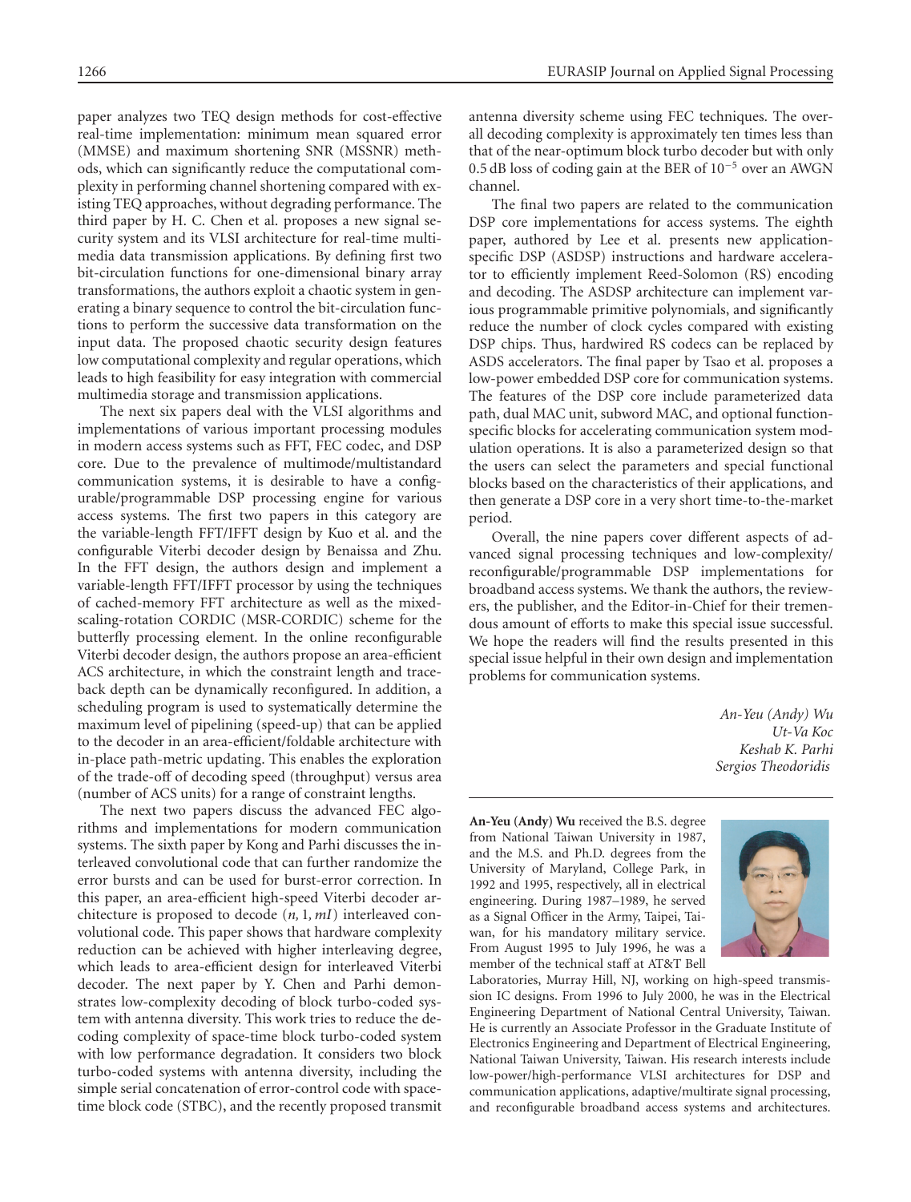paper analyzes two TEQ design methods for cost-effective real-time implementation: minimum mean squared error (MMSE) and maximum shortening SNR (MSSNR) methods, which can significantly reduce the computational complexity in performing channel shortening compared with existing TEQ approaches, without degrading performance. The third paper by H. C. Chen et al. proposes a new signal security system and its VLSI architecture for real-time multimedia data transmission applications. By defining first two bit-circulation functions for one-dimensional binary array transformations, the authors exploit a chaotic system in generating a binary sequence to control the bit-circulation functions to perform the successive data transformation on the input data. The proposed chaotic security design features low computational complexity and regular operations, which leads to high feasibility for easy integration with commercial multimedia storage and transmission applications.

The next six papers deal with the VLSI algorithms and implementations of various important processing modules in modern access systems such as FFT, FEC codec, and DSP core. Due to the prevalence of multimode/multistandard communication systems, it is desirable to have a configurable/programmable DSP processing engine for various access systems. The first two papers in this category are the variable-length FFT/IFFT design by Kuo et al. and the configurable Viterbi decoder design by Benaissa and Zhu. In the FFT design, the authors design and implement a variable-length FFT/IFFT processor by using the techniques of cached-memory FFT architecture as well as the mixed-scaling-rotation CORDIC (MSR-CORDIC) scheme for the butterfly processing element. In the online reconfigurable Viterbi decoder design, the authors propose an area-efficient ACS architecture, in which the constraint length and traceback depth can be dynamically reconfigured. In addition, a scheduling program is used to systematically determine the maximum level of pipelining (speed-up) that can be applied to the decoder in an area-efficient/foldable architecture with in-place path-metric updating. This enables the exploration of the trade-off of decoding speed (throughput) versus area (number of ACS units) for a range of constraint lengths.

The next two papers discuss the advanced FEC algorithms and implementations for modern communication systems. The sixth paper by Kong and Parhi discusses the interleaved convolutional code that can further randomize the error bursts and can be used for burst-error correction. In this paper, an area-efficient high-speed Viterbi decoder architecture is proposed to decode $(n, 1, mI)$ interleaved convolutional code. This paper shows that hardware complexity reduction can be achieved with higher interleaving degree, which leads to area-efficient design for interleaved Viterbi decoder. The next paper by Y. Chen and Parhi demonstrates low-complexity decoding of block turbo-coded system with antenna diversity. This work tries to reduce the decoding complexity of space-time block turbo-coded system with low performance degradation. It considers two block turbo-coded systems with antenna diversity, including the simple serial concatenation of error-control code with space-time block code (STBC), and the recently proposed transmit antenna diversity scheme using FEC techniques. The overall decoding complexity is approximately ten times less than that of the near-optimum block turbo decoder but with only 0.5 dB loss of coding gain at the BER of $10^{-5}$ over an AWGN channel.

The final two papers are related to the communication DSP core implementations for access systems. The eighth paper, authored by Lee et al. presents new application-specific DSP (ASDSP) instructions and hardware accelerator to efficiently implement Reed-Solomon (RS) encoding and decoding. The ASDSP architecture can implement various programmable primitive polynomials, and significantly reduce the number of clock cycles compared with existing DSP chips. Thus, hardwired RS codecs can be replaced by ASDS accelerators. The final paper by Tsao et al. proposes a low-power embedded DSP core for communication systems. The features of the DSP core include parameterized data path, dual MAC unit, subword MAC, and optional function-specific blocks for accelerating communication system modulation operations. It is also a parameterized design so that the users can select the parameters and special functional blocks based on the characteristics of their applications, and then generate a DSP core in a very short time-to-the-market period.

Overall, the nine papers cover different aspects of advanced signal processing techniques and low-complexity/reconfigurable/programmable DSP implementations for broadband access systems. We thank the authors, the reviewers, the publisher, and the Editor-in-Chief for their tremendous amount of efforts to make this special issue successful. We hope the readers will find the results presented in this special issue helpful in their own design and implementation problems for communication systems.

*An-Yeu (Andy) Wu*
*Ut-Va Koc*
*Keshab K. Parhi*
*Sergios Theodoridis*

---

**An-Yeu (Andy) Wu** received the B.S. degree from National Taiwan University in 1987, and the M.S. and Ph.D. degrees from the University of Maryland, College Park, in 1992 and 1995, respectively, all in electrical engineering. During 1987–1989, he served as a Signal Officer in the Army, Taipei, Taiwan, for his mandatory military service. From August 1995 to July 1996, he was a member of the technical staff at AT&T Bell Laboratories, Murray Hill, NJ, working on high-speed transmission IC designs. From 1996 to July 2000, he was in the Electrical Engineering Department of National Central University, Taiwan. He is currently an Associate Professor in the Graduate Institute of Electronics Engineering and Department of Electrical Engineering, National Taiwan University, Taiwan. His research interests include low-power/high-performance VLSI architectures for DSP and communication applications, adaptive/multirate signal processing, and reconfigurable broadband access systems and architectures.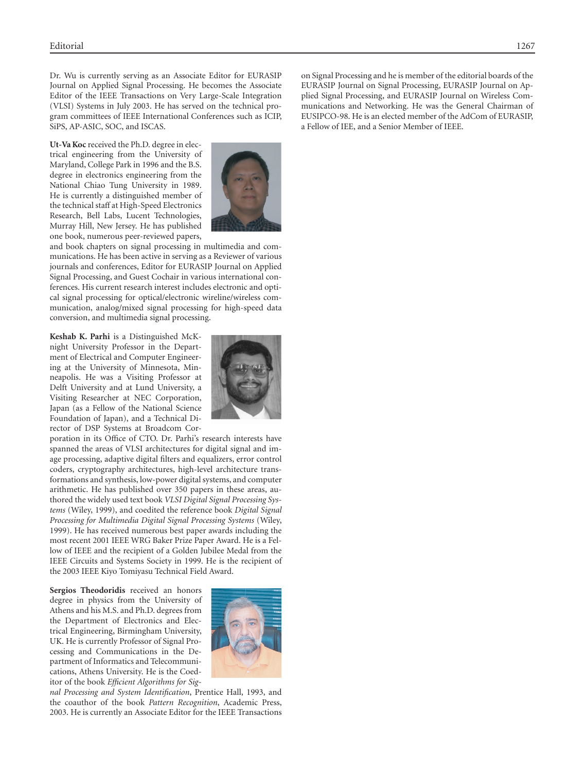Dr. Wu is currently serving as an Associate Editor for EURASIP Journal on Applied Signal Processing. He becomes the Associate Editor of the IEEE Transactions on Very Large-Scale Integration (VLSI) Systems in July 2003. He has served on the technical program committees of IEEE International Conferences such as ICIP, SiPS, AP-ASIC, SOC, and ISCAS.

**Ut-Va Koc** received the Ph.D. degree in electrical engineering from the University of Maryland, College Park in 1996 and the B.S. degree in electronics engineering from the National Chiao Tung University in 1989. He is currently a distinguished member of the technical staff at High-Speed Electronics Research, Bell Labs, Lucent Technologies, Murray Hill, New Jersey. He has published one book, numerous peer-reviewed papers, and book chapters on signal processing in multimedia and communications. He has been active in serving as a Reviewer of various journals and conferences, Editor for EURASIP Journal on Applied Signal Processing, and Guest Cochair in various international conferences. His current research interest includes electronic and optical signal processing for optical/electronic wireline/wireless communication, analog/mixed signal processing for high-speed data conversion, and multimedia signal processing.

**Keshab K. Parhi** is a Distinguished McKnight University Professor in the Department of Electrical and Computer Engineering at the University of Minnesota, Minneapolis. He was a Visiting Professor at Delft University and at Lund University, a Visiting Researcher at NEC Corporation, Japan (as a Fellow of the National Science Foundation of Japan), and a Technical Director of DSP Systems at Broadcom Corporation in its Office of CTO. Dr. Parhi's research interests have spanned the areas of VLSI architectures for digital signal and image processing, adaptive digital filters and equalizers, error control coders, cryptography architectures, high-level architecture transformations and synthesis, low-power digital systems, and computer arithmetic. He has published over 350 papers in these areas, authored the widely used text book *VLSI Digital Signal Processing Systems* (Wiley, 1999), and coedited the reference book *Digital Signal Processing for Multimedia Digital Signal Processing Systems* (Wiley, 1999). He has received numerous best paper awards including the most recent 2001 IEEE WRG Baker Prize Paper Award. He is a Fellow of IEEE and the recipient of a Golden Jubilee Medal from the IEEE Circuits and Systems Society in 1999. He is the recipient of the 2003 IEEE Kiyo Tomiyasu Technical Field Award.

**Sergios Theodoridis** received an honors degree in physics from the University of Athens and his M.S. and Ph.D. degrees from the Department of Electronics and Electrical Engineering, Birmingham University, UK. He is currently Professor of Signal Processing and Communications in the Department of Informatics and Telecommunications, Athens University. He is the Coeditor of the book *Efficient Algorithms for Signal Processing and System Identification*, Prentice Hall, 1993, and the coauthor of the book *Pattern Recognition*, Academic Press, 2003. He is currently an Associate Editor for the IEEE Transactions on Signal Processing and he is member of the editorial boards of the EURASIP Journal on Signal Processing, EURASIP Journal on Applied Signal Processing, and EURASIP Journal on Wireless Communications and Networking. He was the General Chairman of EUSIPCO-98. He is an elected member of the AdCom of EURASIP, a Fellow of IEE, and a Senior Member of IEEE.